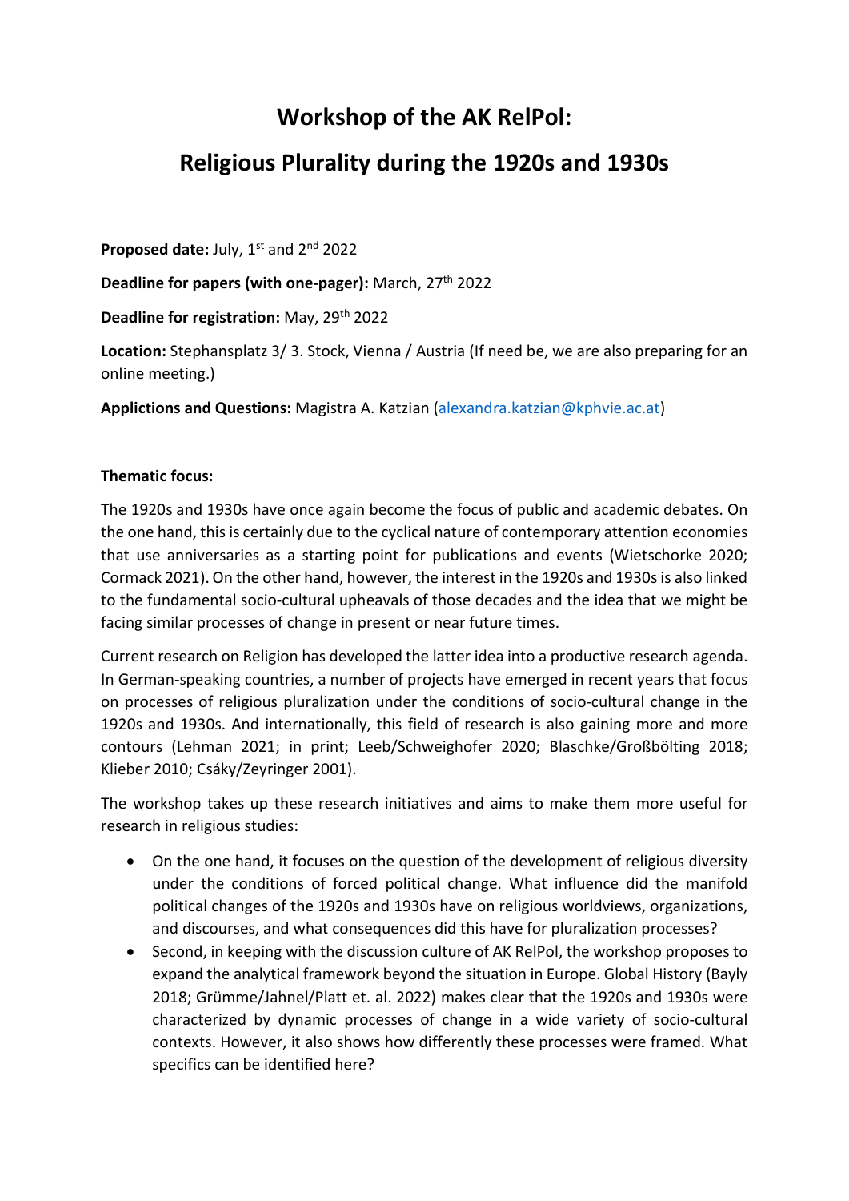# Workshop of the AK RelPol:

# Religious Plurality during the 1920s and 1930s

---

**Proposed date:** July, 1st and 2nd 2022

**Deadline for papers (with one-pager):** March, 27th 2022

**Deadline for registration:** May, 29th 2022

**Location:** Stephansplatz 3/ 3. Stock, Vienna / Austria (If need be, we are also preparing for an online meeting.)

**Applictions and Questions:** Magistra A. Katzian (alexandra.katzian@kphvie.ac.at)

**Thematic focus:**

The 1920s and 1930s have once again become the focus of public and academic debates. On the one hand, this is certainly due to the cyclical nature of contemporary attention economies that use anniversaries as a starting point for publications and events (Wietschorke 2020; Cormack 2021). On the other hand, however, the interest in the 1920s and 1930s is also linked to the fundamental socio-cultural upheavals of those decades and the idea that we might be facing similar processes of change in present or near future times.

Current research on Religion has developed the latter idea into a productive research agenda. In German-speaking countries, a number of projects have emerged in recent years that focus on processes of religious pluralization under the conditions of socio-cultural change in the 1920s and 1930s. And internationally, this field of research is also gaining more and more contours (Lehman 2021; in print; Leeb/Schweighofer 2020; Blaschke/Großbölting 2018; Klieber 2010; Csáky/Zeyringer 2001).

The workshop takes up these research initiatives and aims to make them more useful for research in religious studies:

- On the one hand, it focuses on the question of the development of religious diversity under the conditions of forced political change. What influence did the manifold political changes of the 1920s and 1930s have on religious worldviews, organizations, and discourses, and what consequences did this have for pluralization processes?
- Second, in keeping with the discussion culture of AK RelPol, the workshop proposes to expand the analytical framework beyond the situation in Europe. Global History (Bayly 2018; Grümme/Jahnel/Platt et. al. 2022) makes clear that the 1920s and 1930s were characterized by dynamic processes of change in a wide variety of socio-cultural contexts. However, it also shows how differently these processes were framed. What specifics can be identified here?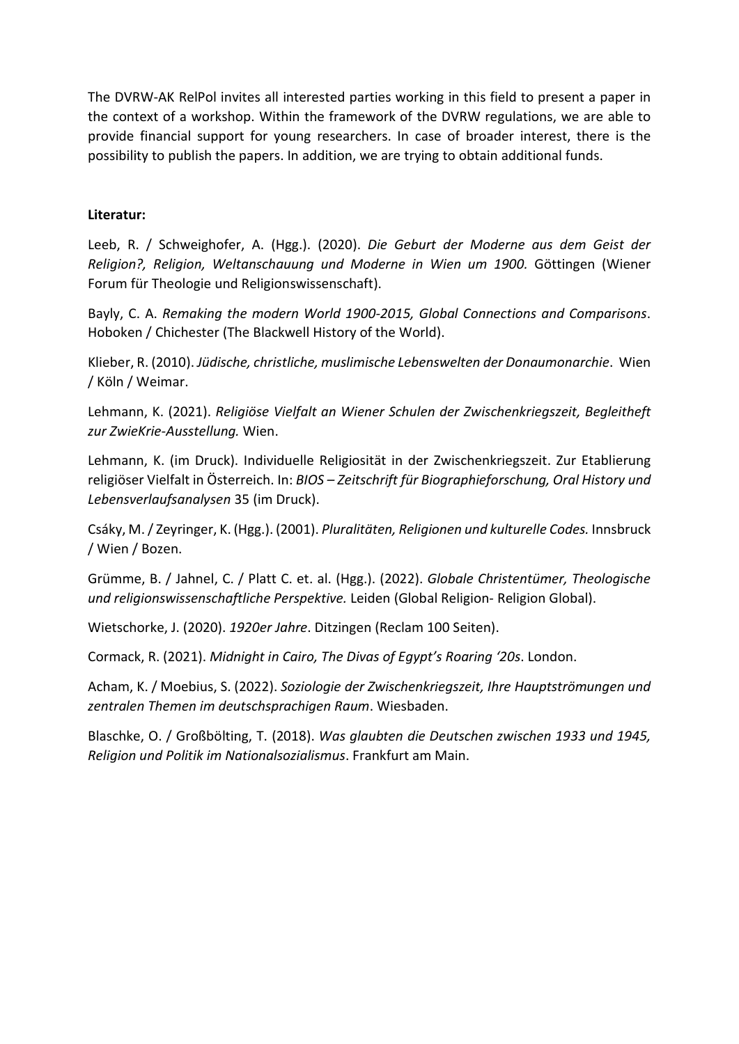The DVRW-AK RelPol invites all interested parties working in this field to present a paper in the context of a workshop. Within the framework of the DVRW regulations, we are able to provide financial support for young researchers. In case of broader interest, there is the possibility to publish the papers. In addition, we are trying to obtain additional funds.

**Literatur:**

Leeb, R. / Schweighofer, A. (Hgg.). (2020). *Die Geburt der Moderne aus dem Geist der Religion?, Religion, Weltanschauung und Moderne in Wien um 1900.* Göttingen (Wiener Forum für Theologie und Religionswissenschaft).

Bayly, C. A. *Remaking the modern World 1900-2015, Global Connections and Comparisons*. Hoboken / Chichester (The Blackwell History of the World).

Klieber, R. (2010). *Jüdische, christliche, muslimische Lebenswelten der Donaumonarchie*. Wien / Köln / Weimar.

Lehmann, K. (2021). *Religiöse Vielfalt an Wiener Schulen der Zwischenkriegszeit, Begleitheft zur ZwieKrie-Ausstellung.* Wien.

Lehmann, K. (im Druck). Individuelle Religiosität in der Zwischenkriegszeit. Zur Etablierung religiöser Vielfalt in Österreich. In: *BIOS – Zeitschrift für Biographieforschung, Oral History und Lebensverlaufsanalysen* 35 (im Druck).

Csáky, M. / Zeyringer, K. (Hgg.). (2001). *Pluralitäten, Religionen und kulturelle Codes.* Innsbruck / Wien / Bozen.

Grümme, B. / Jahnel, C. / Platt C. et. al. (Hgg.). (2022). *Globale Christentümer, Theologische und religionswissenschaftliche Perspektive.* Leiden (Global Religion- Religion Global).

Wietschorke, J. (2020). *1920er Jahre*. Ditzingen (Reclam 100 Seiten).

Cormack, R. (2021). *Midnight in Cairo, The Divas of Egypt's Roaring '20s*. London.

Acham, K. / Moebius, S. (2022). *Soziologie der Zwischenkriegszeit, Ihre Hauptströmungen und zentralen Themen im deutschsprachigen Raum*. Wiesbaden.

Blaschke, O. / Großbölting, T. (2018). *Was glaubten die Deutschen zwischen 1933 und 1945, Religion und Politik im Nationalsozialismus*. Frankfurt am Main.